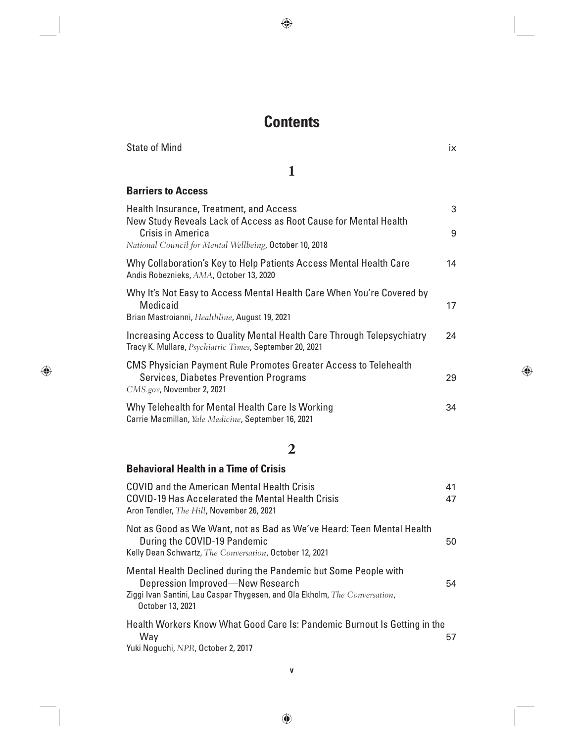# Contents

State of Mind ix

## 1

### Barriers to Access

Health Insurance, Treatment, and Access 3

New Study Reveals Lack of Access as Root Cause for Mental Health Crisis in America 9
*National Council for Mental Wellbeing*, October 10, 2018

Why Collaboration's Key to Help Patients Access Mental Health Care 14
Andis Robeznieks, *AMA*, October 13, 2020

Why It's Not Easy to Access Mental Health Care When You're Covered by Medicaid 17
Brian Mastroianni, *Healthline*, August 19, 2021

Increasing Access to Quality Mental Health Care Through Telepsychiatry 24
Tracy K. Mullare, *Psychiatric Times*, September 20, 2021

CMS Physician Payment Rule Promotes Greater Access to Telehealth Services, Diabetes Prevention Programs 29
*CMS.gov*, November 2, 2021

Why Telehealth for Mental Health Care Is Working 34
Carrie Macmillan, *Yale Medicine*, September 16, 2021

## 2

### Behavioral Health in a Time of Crisis

COVID and the American Mental Health Crisis 41

COVID-19 Has Accelerated the Mental Health Crisis 47
Aron Tendler, *The Hill*, November 26, 2021

Not as Good as We Want, not as Bad as We've Heard: Teen Mental Health During the COVID-19 Pandemic 50
Kelly Dean Schwartz, *The Conversation*, October 12, 2021

Mental Health Declined during the Pandemic but Some People with Depression Improved—New Research 54
Ziggi Ivan Santini, Lau Caspar Thygesen, and Ola Ekholm, *The Conversation*, October 13, 2021

Health Workers Know What Good Care Is: Pandemic Burnout Is Getting in the Way 57
Yuki Noguchi, *NPR*, October 2, 2017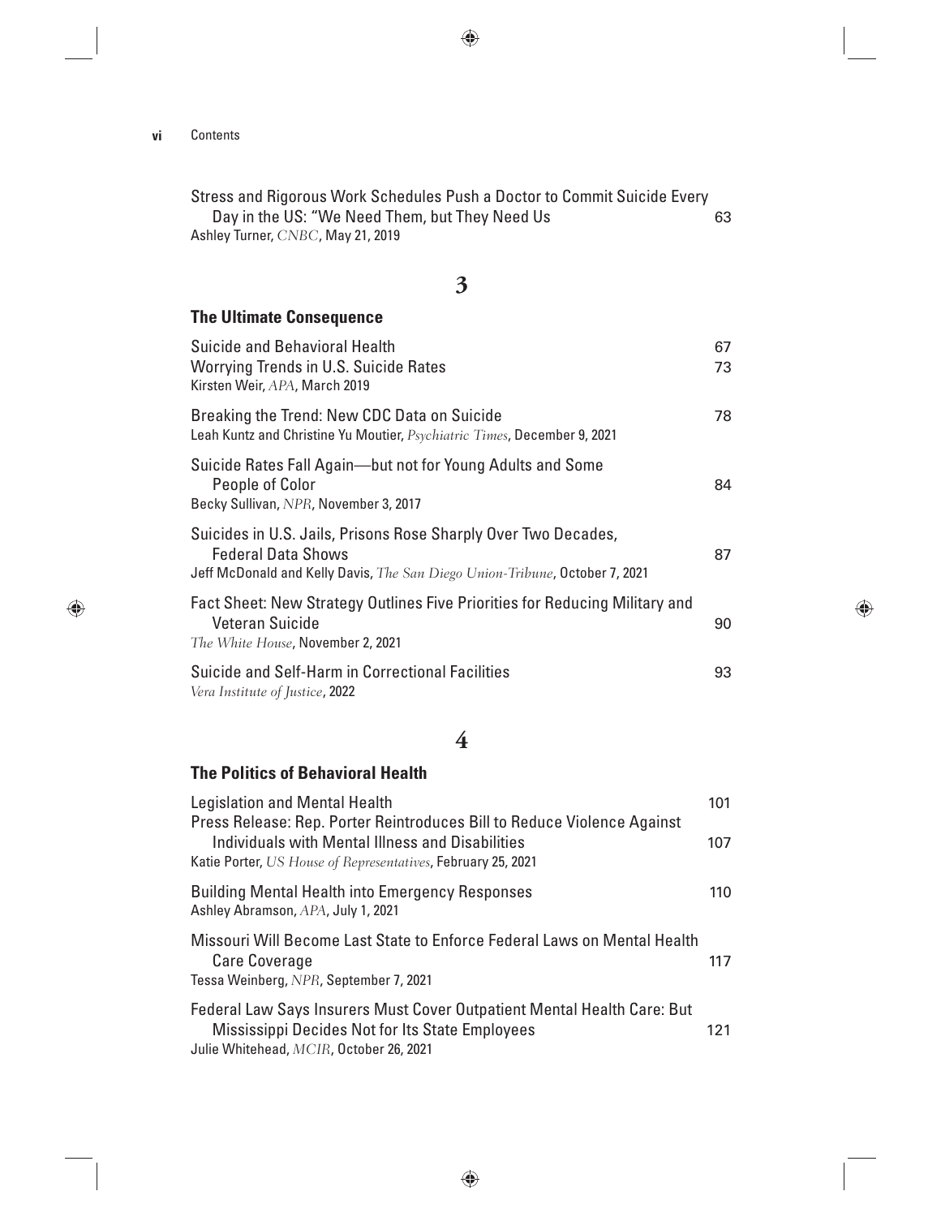Stress and Rigorous Work Schedules Push a Doctor to Commit Suicide Every Day in the US: "We Need Them, but They Need Us 63
Ashley Turner, *CNBC*, May 21, 2019

## 3

### The Ultimate Consequence

Suicide and Behavioral Health 67

Worrying Trends in U.S. Suicide Rates 73
Kirsten Weir, *APA*, March 2019

Breaking the Trend: New CDC Data on Suicide 78
Leah Kuntz and Christine Yu Moutier, *Psychiatric Times*, December 9, 2021

Suicide Rates Fall Again—but not for Young Adults and Some People of Color 84
Becky Sullivan, *NPR*, November 3, 2017

Suicides in U.S. Jails, Prisons Rose Sharply Over Two Decades, Federal Data Shows 87
Jeff McDonald and Kelly Davis, *The San Diego Union-Tribune*, October 7, 2021

Fact Sheet: New Strategy Outlines Five Priorities for Reducing Military and Veteran Suicide 90
*The White House*, November 2, 2021

Suicide and Self-Harm in Correctional Facilities 93
*Vera Institute of Justice*, 2022

## 4

### The Politics of Behavioral Health

Legislation and Mental Health 101

Press Release: Rep. Porter Reintroduces Bill to Reduce Violence Against Individuals with Mental Illness and Disabilities 107
Katie Porter, *US House of Representatives*, February 25, 2021

Building Mental Health into Emergency Responses 110
Ashley Abramson, *APA*, July 1, 2021

Missouri Will Become Last State to Enforce Federal Laws on Mental Health Care Coverage 117
Tessa Weinberg, *NPR*, September 7, 2021

Federal Law Says Insurers Must Cover Outpatient Mental Health Care: But Mississippi Decides Not for Its State Employees 121
Julie Whitehead, *MCIR*, October 26, 2021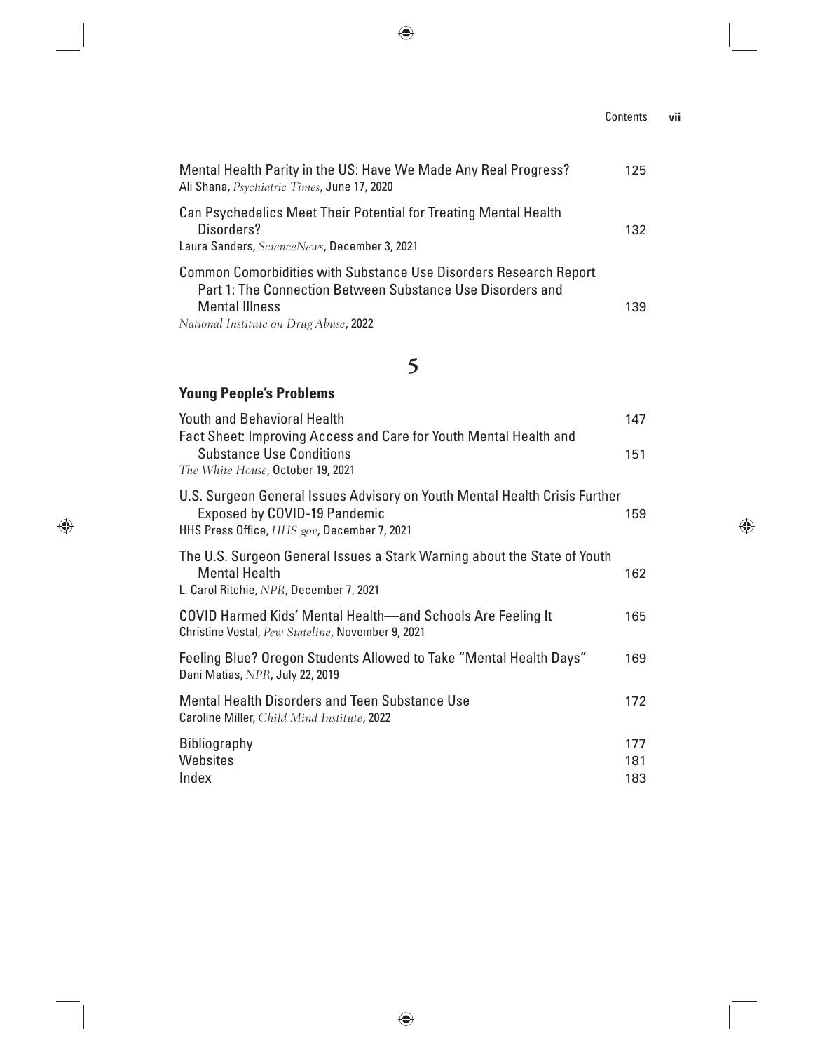Mental Health Parity in the US: Have We Made Any Real Progress? 125
Ali Shana, *Psychiatric Times*, June 17, 2020

Can Psychedelics Meet Their Potential for Treating Mental Health Disorders? 132
Laura Sanders, *ScienceNews*, December 3, 2021

Common Comorbidities with Substance Use Disorders Research Report Part 1: The Connection Between Substance Use Disorders and Mental Illness 139
*National Institute on Drug Abuse*, 2022

## 5

### Young People's Problems

Youth and Behavioral Health 147

Fact Sheet: Improving Access and Care for Youth Mental Health and Substance Use Conditions 151
*The White House*, October 19, 2021

U.S. Surgeon General Issues Advisory on Youth Mental Health Crisis Further Exposed by COVID-19 Pandemic 159
HHS Press Office, *HHS.gov*, December 7, 2021

The U.S. Surgeon General Issues a Stark Warning about the State of Youth Mental Health 162
L. Carol Ritchie, *NPR*, December 7, 2021

COVID Harmed Kids' Mental Health—and Schools Are Feeling It 165
Christine Vestal, *Pew Stateline*, November 9, 2021

Feeling Blue? Oregon Students Allowed to Take "Mental Health Days" 169
Dani Matias, *NPR*, July 22, 2019

Mental Health Disorders and Teen Substance Use 172
Caroline Miller, *Child Mind Institute*, 2022

Bibliography 177
Websites 181
Index 183